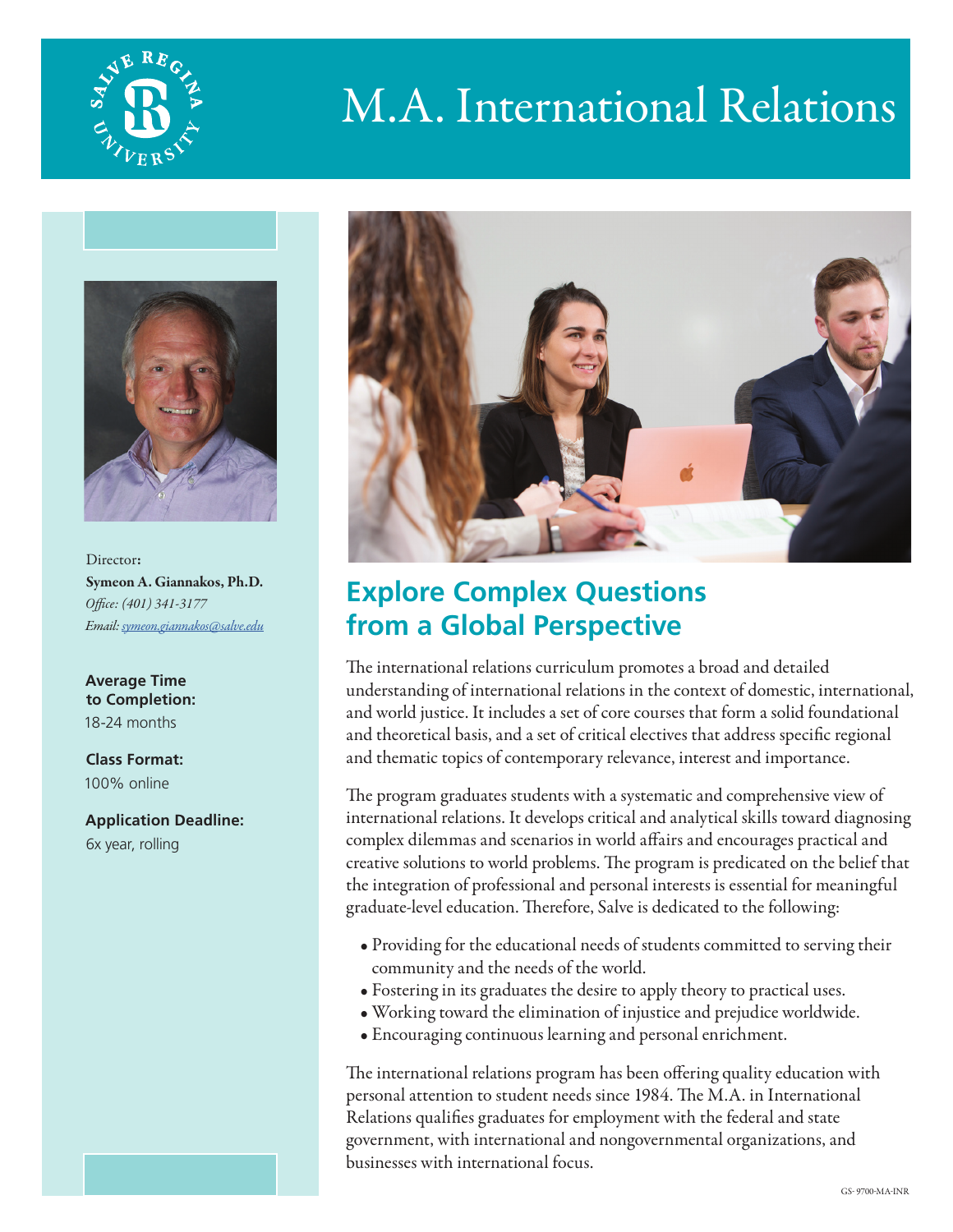# M.A. International Relations

Director:
**Symeon A. Giannakos, Ph.D.**
*Office: (401) 341-3177*
*Email: symeon.giannakos@salve.edu*

**Average Time to Completion:**
18-24 months

**Class Format:**
100% online

**Application Deadline:**
6x year, rolling

## Explore Complex Questions from a Global Perspective

The international relations curriculum promotes a broad and detailed understanding of international relations in the context of domestic, international, and world justice. It includes a set of core courses that form a solid foundational and theoretical basis, and a set of critical electives that address specific regional and thematic topics of contemporary relevance, interest and importance.

The program graduates students with a systematic and comprehensive view of international relations. It develops critical and analytical skills toward diagnosing complex dilemmas and scenarios in world affairs and encourages practical and creative solutions to world problems. The program is predicated on the belief that the integration of professional and personal interests is essential for meaningful graduate-level education. Therefore, Salve is dedicated to the following:

- Providing for the educational needs of students committed to serving their community and the needs of the world.
- Fostering in its graduates the desire to apply theory to practical uses.
- Working toward the elimination of injustice and prejudice worldwide.
- Encouraging continuous learning and personal enrichment.

The international relations program has been offering quality education with personal attention to student needs since 1984. The M.A. in International Relations qualifies graduates for employment with the federal and state government, with international and nongovernmental organizations, and businesses with international focus.

GS-9700-MA-INR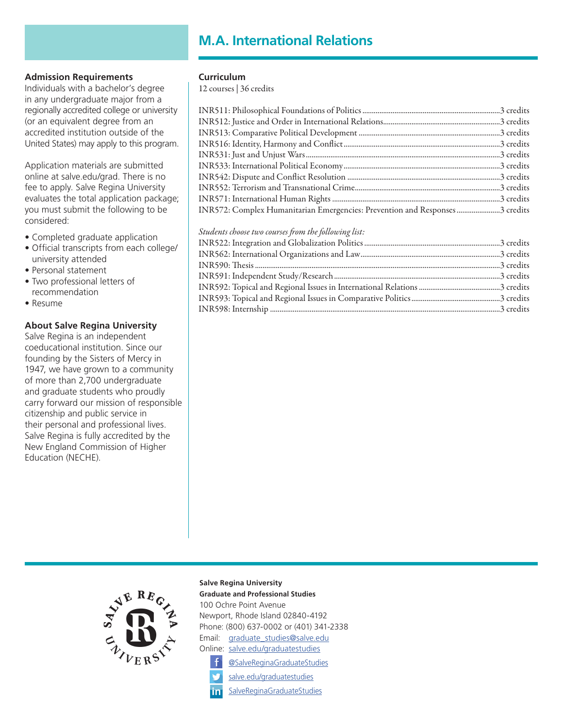# M.A. International Relations

## Admission Requirements

Individuals with a bachelor's degree in any undergraduate major from a regionally accredited college or university (or an equivalent degree from an accredited institution outside of the United States) may apply to this program.

Application materials are submitted online at salve.edu/grad. There is no fee to apply. Salve Regina University evaluates the total application package; you must submit the following to be considered:

- Completed graduate application
- Official transcripts from each college/university attended
- Personal statement
- Two professional letters of recommendation
- Resume

## About Salve Regina University

Salve Regina is an independent coeducational institution. Since our founding by the Sisters of Mercy in 1947, we have grown to a community of more than 2,700 undergraduate and graduate students who proudly carry forward our mission of responsible citizenship and public service in their personal and professional lives. Salve Regina is fully accredited by the New England Commission of Higher Education (NECHE).

## Curriculum

12 courses | 36 credits

| | |
|---|---|
| INR511: Philosophical Foundations of Politics | 3 credits |
| INR512: Justice and Order in International Relations | 3 credits |
| INR513: Comparative Political Development | 3 credits |
| INR516: Identity, Harmony and Conflict | 3 credits |
| INR531: Just and Unjust Wars | 3 credits |
| INR533: International Political Economy | 3 credits |
| INR542: Dispute and Conflict Resolution | 3 credits |
| INR552: Terrorism and Transnational Crime | 3 credits |
| INR571: International Human Rights | 3 credits |
| INR572: Complex Humanitarian Emergencies: Prevention and Responses | 3 credits |

*Students choose two courses from the following list:*

| | |
|---|---|
| INR522: Integration and Globalization Politics | 3 credits |
| INR562: International Organizations and Law | 3 credits |
| INR590: Thesis | 3 credits |
| INR591: Independent Study/Research | 3 credits |
| INR592: Topical and Regional Issues in International Relations | 3 credits |
| INR593: Topical and Regional Issues in Comparative Politics | 3 credits |
| INR598: Internship | 3 credits |

**Salve Regina University**
**Graduate and Professional Studies**
100 Ochre Point Avenue
Newport, Rhode Island 02840-4192
Phone: (800) 637-0002 or (401) 341-2338
Email: graduate_studies@salve.edu
Online: salve.edu/graduatestudies

@SalveReginaGraduateStudies
salve.edu/graduatestudies
SalveReginaGraduateStudies